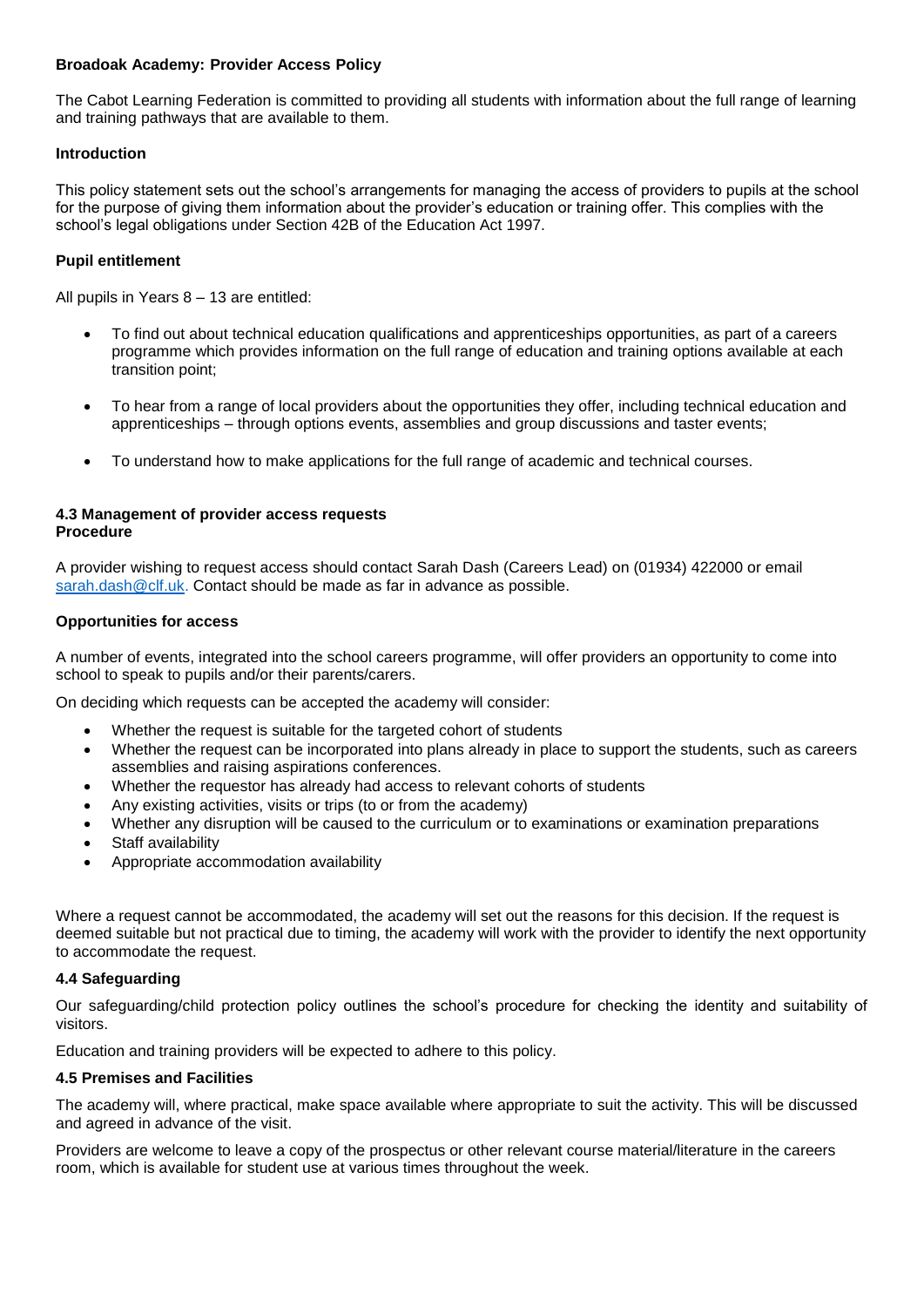# Broadoak Academy: Provider Access Policy

The Cabot Learning Federation is committed to providing all students with information about the full range of learning and training pathways that are available to them.

## Introduction

This policy statement sets out the school's arrangements for managing the access of providers to pupils at the school for the purpose of giving them information about the provider's education or training offer. This complies with the school's legal obligations under Section 42B of the Education Act 1997.

## Pupil entitlement

All pupils in Years 8 – 13 are entitled:

- To find out about technical education qualifications and apprenticeships opportunities, as part of a careers programme which provides information on the full range of education and training options available at each transition point;
- To hear from a range of local providers about the opportunities they offer, including technical education and apprenticeships – through options events, assemblies and group discussions and taster events;
- To understand how to make applications for the full range of academic and technical courses.

## 4.3 Management of provider access requests
**Procedure**

A provider wishing to request access should contact Sarah Dash (Careers Lead) on (01934) 422000 or email sarah.dash@clf.uk. Contact should be made as far in advance as possible.

## Opportunities for access

A number of events, integrated into the school careers programme, will offer providers an opportunity to come into school to speak to pupils and/or their parents/carers.

On deciding which requests can be accepted the academy will consider:

- Whether the request is suitable for the targeted cohort of students
- Whether the request can be incorporated into plans already in place to support the students, such as careers assemblies and raising aspirations conferences.
- Whether the requestor has already had access to relevant cohorts of students
- Any existing activities, visits or trips (to or from the academy)
- Whether any disruption will be caused to the curriculum or to examinations or examination preparations
- Staff availability
- Appropriate accommodation availability

Where a request cannot be accommodated, the academy will set out the reasons for this decision. If the request is deemed suitable but not practical due to timing, the academy will work with the provider to identify the next opportunity to accommodate the request.

## 4.4 Safeguarding

Our safeguarding/child protection policy outlines the school's procedure for checking the identity and suitability of visitors.

Education and training providers will be expected to adhere to this policy.

## 4.5 Premises and Facilities

The academy will, where practical, make space available where appropriate to suit the activity. This will be discussed and agreed in advance of the visit.

Providers are welcome to leave a copy of the prospectus or other relevant course material/literature in the careers room, which is available for student use at various times throughout the week.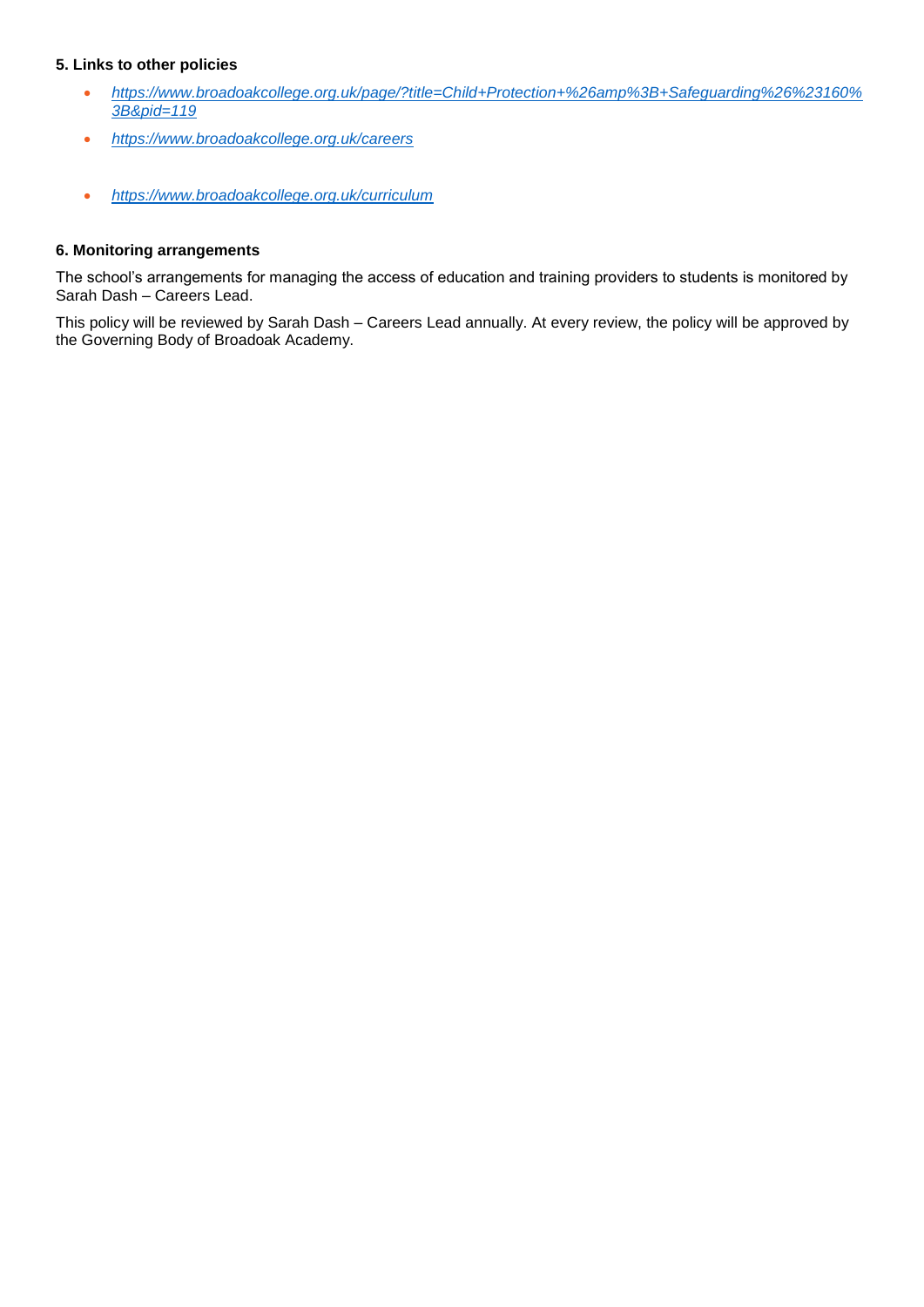### 5. Links to other policies

- *https://www.broadoakcollege.org.uk/page/?title=Child+Protection+%26amp%3B+Safeguarding%26%23160%3B&pid=119*
- *https://www.broadoakcollege.org.uk/careers*
- *https://www.broadoakcollege.org.uk/curriculum*

### 6. Monitoring arrangements

The school's arrangements for managing the access of education and training providers to students is monitored by Sarah Dash – Careers Lead.

This policy will be reviewed by Sarah Dash – Careers Lead annually. At every review, the policy will be approved by the Governing Body of Broadoak Academy.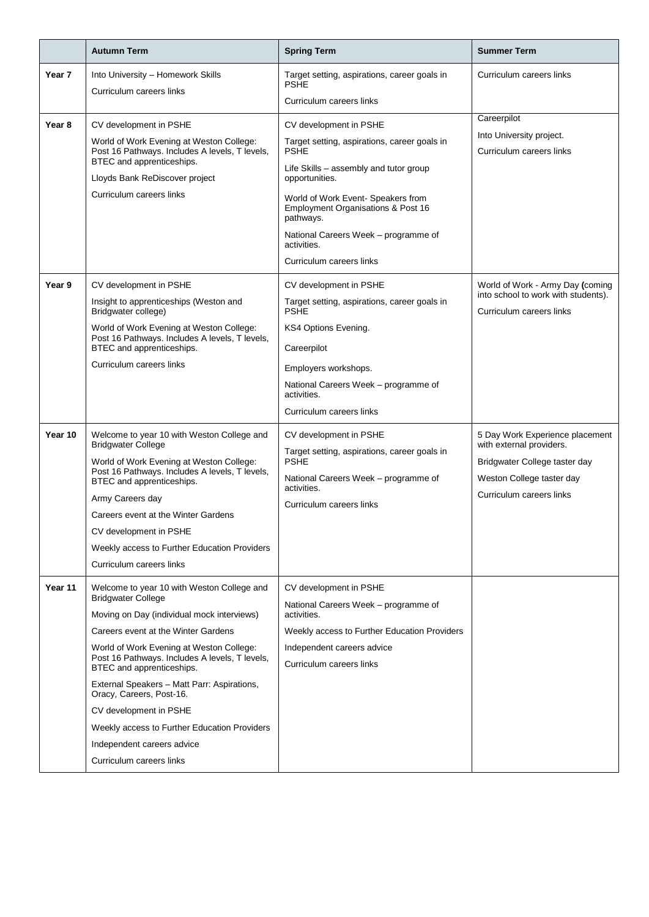| | Autumn Term | Spring Term | Summer Term |
|---|---|---|---|
| **Year 7** | Into University – Homework Skills<br>Curriculum careers links | Target setting, aspirations, career goals in PSHE<br>Curriculum careers links | Curriculum careers links |
| **Year 8** | CV development in PSHE<br>World of Work Evening at Weston College: Post 16 Pathways. Includes A levels, T levels, BTEC and apprenticeships.<br>Lloyds Bank ReDiscover project<br>Curriculum careers links | CV development in PSHE<br>Target setting, aspirations, career goals in PSHE<br>Life Skills – assembly and tutor group opportunities.<br>World of Work Event- Speakers from Employment Organisations & Post 16 pathways.<br>National Careers Week – programme of activities.<br>Curriculum careers links | Careerpilot<br>Into University project.<br>Curriculum careers links |
| **Year 9** | CV development in PSHE<br>Insight to apprenticeships (Weston and Bridgwater college)<br>World of Work Evening at Weston College: Post 16 Pathways. Includes A levels, T levels, BTEC and apprenticeships.<br>Curriculum careers links | CV development in PSHE<br>Target setting, aspirations, career goals in PSHE<br>KS4 Options Evening.<br>Careerpilot<br>Employers workshops.<br>National Careers Week – programme of activities.<br>Curriculum careers links | World of Work - Army Day **(**coming into school to work with students).<br>Curriculum careers links |
| **Year 10** | Welcome to year 10 with Weston College and Bridgwater College<br>World of Work Evening at Weston College: Post 16 Pathways. Includes A levels, T levels, BTEC and apprenticeships.<br>Army Careers day<br>Careers event at the Winter Gardens<br>CV development in PSHE<br>Weekly access to Further Education Providers<br>Curriculum careers links | CV development in PSHE<br>Target setting, aspirations, career goals in PSHE<br>National Careers Week – programme of activities.<br>Curriculum careers links | 5 Day Work Experience placement with external providers.<br>Bridgwater College taster day<br>Weston College taster day<br>Curriculum careers links |
| **Year 11** | Welcome to year 10 with Weston College and Bridgwater College<br>Moving on Day (individual mock interviews)<br>Careers event at the Winter Gardens<br>World of Work Evening at Weston College: Post 16 Pathways. Includes A levels, T levels, BTEC and apprenticeships.<br>External Speakers – Matt Parr: Aspirations, Oracy, Careers, Post-16.<br>CV development in PSHE<br>Weekly access to Further Education Providers<br>Independent careers advice<br>Curriculum careers links | CV development in PSHE<br>National Careers Week – programme of activities.<br>Weekly access to Further Education Providers<br>Independent careers advice<br>Curriculum careers links | |